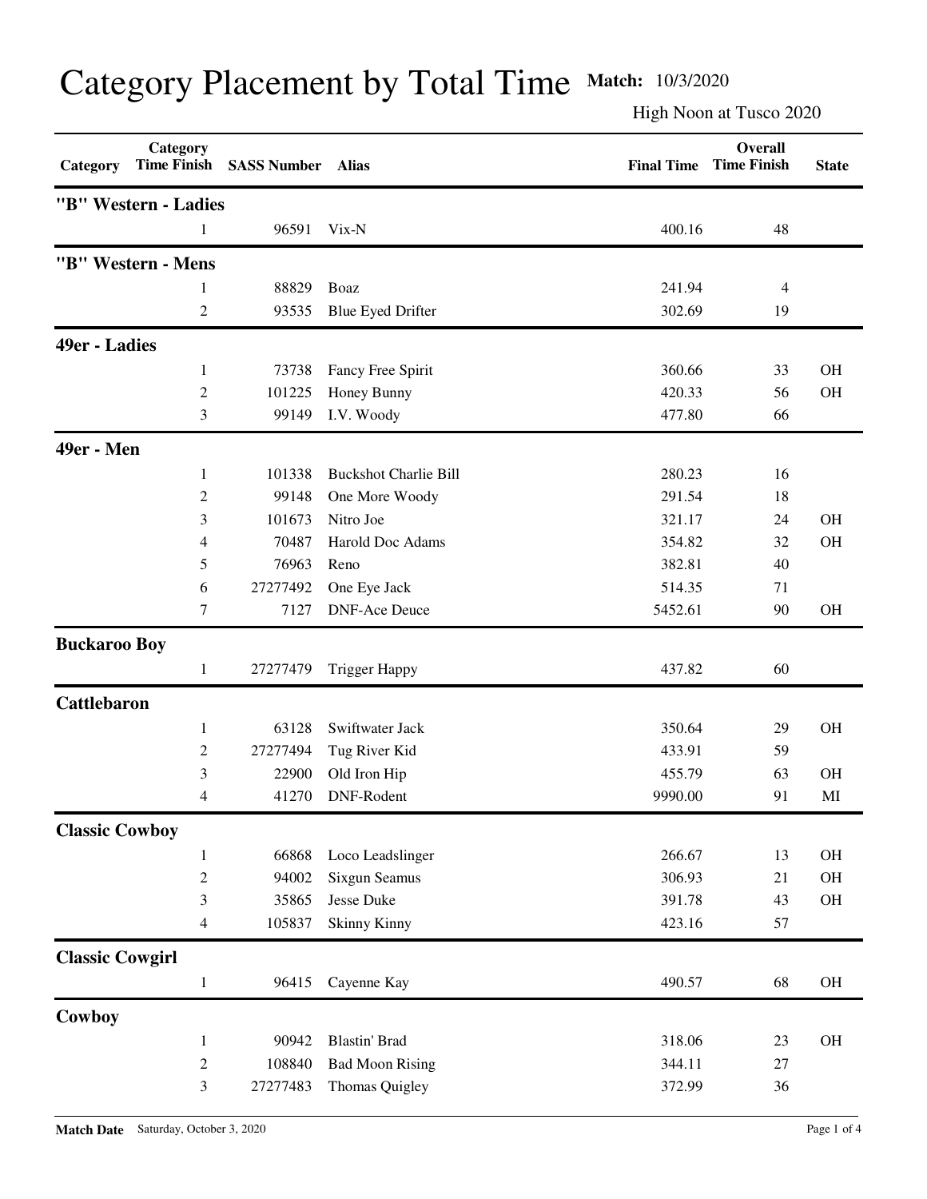# Category Placement by Total Time

**Match:** 10/3/2020

High Noon at Tusco 2020

| Category | Category Time Finish | SASS Number | Alias | Final Time | Overall Time Finish | State |
|---|---|---|---|---|---|---|
| **"B" Western - Ladies** | | | | | | |
| | 1 | 96591 | Vix-N | 400.16 | 48 | |
| **"B" Western - Mens** | | | | | | |
| | 1 | 88829 | Boaz | 241.94 | 4 | |
| | 2 | 93535 | Blue Eyed Drifter | 302.69 | 19 | |
| **49er - Ladies** | | | | | | |
| | 1 | 73738 | Fancy Free Spirit | 360.66 | 33 | OH |
| | 2 | 101225 | Honey Bunny | 420.33 | 56 | OH |
| | 3 | 99149 | I.V. Woody | 477.80 | 66 | |
| **49er - Men** | | | | | | |
| | 1 | 101338 | Buckshot Charlie Bill | 280.23 | 16 | |
| | 2 | 99148 | One More Woody | 291.54 | 18 | |
| | 3 | 101673 | Nitro Joe | 321.17 | 24 | OH |
| | 4 | 70487 | Harold Doc Adams | 354.82 | 32 | OH |
| | 5 | 76963 | Reno | 382.81 | 40 | |
| | 6 | 27277492 | One Eye Jack | 514.35 | 71 | |
| | 7 | 7127 | DNF-Ace Deuce | 5452.61 | 90 | OH |
| **Buckaroo Boy** | | | | | | |
| | 1 | 27277479 | Trigger Happy | 437.82 | 60 | |
| **Cattlebaron** | | | | | | |
| | 1 | 63128 | Swiftwater Jack | 350.64 | 29 | OH |
| | 2 | 27277494 | Tug River Kid | 433.91 | 59 | |
| | 3 | 22900 | Old Iron Hip | 455.79 | 63 | OH |
| | 4 | 41270 | DNF-Rodent | 9990.00 | 91 | MI |
| **Classic Cowboy** | | | | | | |
| | 1 | 66868 | Loco Leadslinger | 266.67 | 13 | OH |
| | 2 | 94002 | Sixgun Seamus | 306.93 | 21 | OH |
| | 3 | 35865 | Jesse Duke | 391.78 | 43 | OH |
| | 4 | 105837 | Skinny Kinny | 423.16 | 57 | |
| **Classic Cowgirl** | | | | | | |
| | 1 | 96415 | Cayenne Kay | 490.57 | 68 | OH |
| **Cowboy** | | | | | | |
| | 1 | 90942 | Blastin' Brad | 318.06 | 23 | OH |
| | 2 | 108840 | Bad Moon Rising | 344.11 | 27 | |
| | 3 | 27277483 | Thomas Quigley | 372.99 | 36 | |

**Match Date** Saturday, October 3, 2020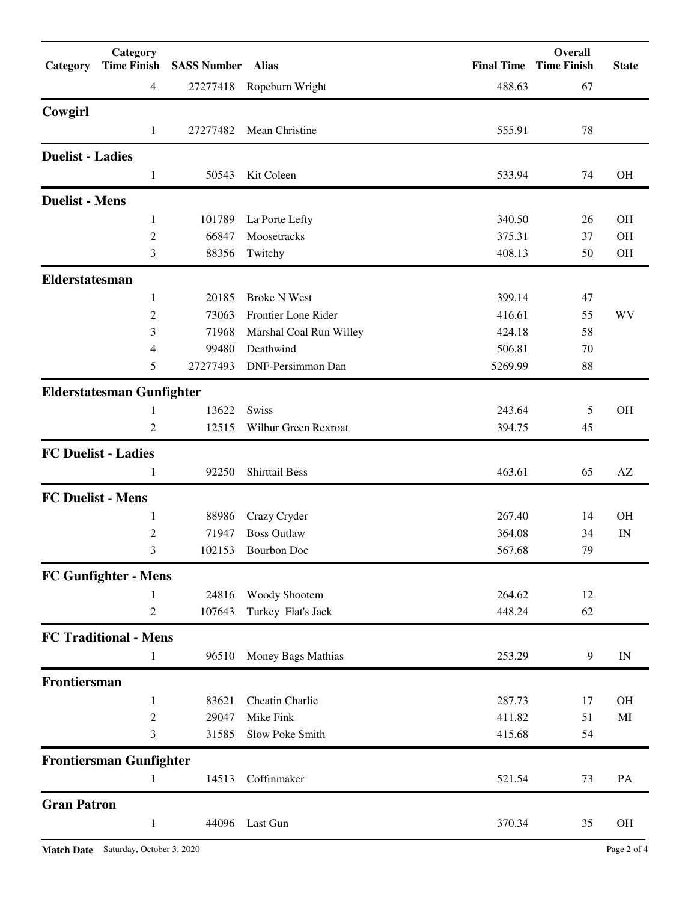| Category | Category Time Finish | SASS Number | Alias | Final Time | Overall Time Finish | State |
|---|---|---|---|---|---|---|
| | 4 | 27277418 | Ropeburn Wright | 488.63 | 67 | |
| **Cowgirl** | | | | | | |
| | 1 | 27277482 | Mean Christine | 555.91 | 78 | |
| **Duelist - Ladies** | | | | | | |
| | 1 | 50543 | Kit Coleen | 533.94 | 74 | OH |
| **Duelist - Mens** | | | | | | |
| | 1 | 101789 | La Porte Lefty | 340.50 | 26 | OH |
| | 2 | 66847 | Moosetracks | 375.31 | 37 | OH |
| | 3 | 88356 | Twitchy | 408.13 | 50 | OH |
| **Elderstatesman** | | | | | | |
| | 1 | 20185 | Broke N West | 399.14 | 47 | |
| | 2 | 73063 | Frontier Lone Rider | 416.61 | 55 | WV |
| | 3 | 71968 | Marshal Coal Run Willey | 424.18 | 58 | |
| | 4 | 99480 | Deathwind | 506.81 | 70 | |
| | 5 | 27277493 | DNF-Persimmon Dan | 5269.99 | 88 | |
| **Elderstatesman Gunfighter** | | | | | | |
| | 1 | 13622 | Swiss | 243.64 | 5 | OH |
| | 2 | 12515 | Wilbur Green Rexroat | 394.75 | 45 | |
| **FC Duelist - Ladies** | | | | | | |
| | 1 | 92250 | Shirttail Bess | 463.61 | 65 | AZ |
| **FC Duelist - Mens** | | | | | | |
| | 1 | 88986 | Crazy Cryder | 267.40 | 14 | OH |
| | 2 | 71947 | Boss Outlaw | 364.08 | 34 | IN |
| | 3 | 102153 | Bourbon Doc | 567.68 | 79 | |
| **FC Gunfighter - Mens** | | | | | | |
| | 1 | 24816 | Woody Shootem | 264.62 | 12 | |
| | 2 | 107643 | Turkey Flat's Jack | 448.24 | 62 | |
| **FC Traditional - Mens** | | | | | | |
| | 1 | 96510 | Money Bags Mathias | 253.29 | 9 | IN |
| **Frontiersman** | | | | | | |
| | 1 | 83621 | Cheatin Charlie | 287.73 | 17 | OH |
| | 2 | 29047 | Mike Fink | 411.82 | 51 | MI |
| | 3 | 31585 | Slow Poke Smith | 415.68 | 54 | |
| **Frontiersman Gunfighter** | | | | | | |
| | 1 | 14513 | Coffinmaker | 521.54 | 73 | PA |
| **Gran Patron** | | | | | | |
| | 1 | 44096 | Last Gun | 370.34 | 35 | OH |

**Match Date** Saturday, October 3, 2020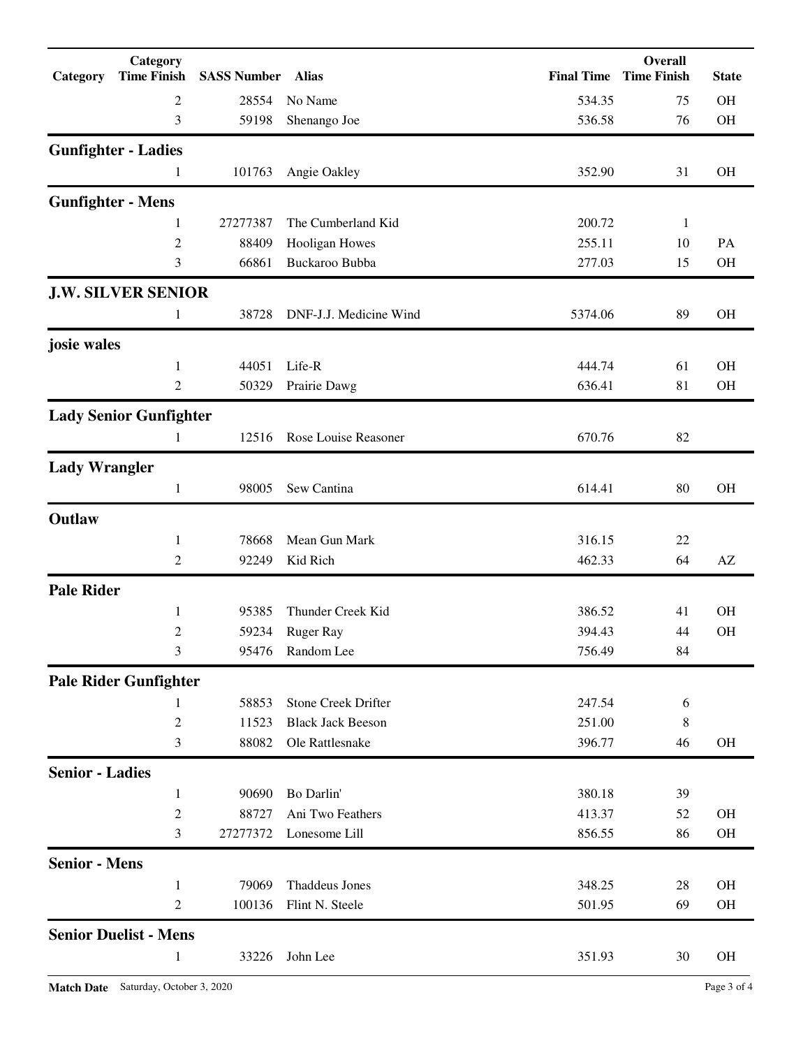| Category | Category Time Finish | SASS Number | Alias | Final Time | Overall Time Finish | State |
|---|---|---|---|---|---|---|
| | 2 | 28554 | No Name | 534.35 | 75 | OH |
| | 3 | 59198 | Shenango Joe | 536.58 | 76 | OH |
| **Gunfighter - Ladies** | | | | | | |
| | 1 | 101763 | Angie Oakley | 352.90 | 31 | OH |
| **Gunfighter - Mens** | | | | | | |
| | 1 | 27277387 | The Cumberland Kid | 200.72 | 1 | |
| | 2 | 88409 | Hooligan Howes | 255.11 | 10 | PA |
| | 3 | 66861 | Buckaroo Bubba | 277.03 | 15 | OH |
| **J.W. SILVER SENIOR** | | | | | | |
| | 1 | 38728 | DNF-J.J. Medicine Wind | 5374.06 | 89 | OH |
| **josie wales** | | | | | | |
| | 1 | 44051 | Life-R | 444.74 | 61 | OH |
| | 2 | 50329 | Prairie Dawg | 636.41 | 81 | OH |
| **Lady Senior Gunfighter** | | | | | | |
| | 1 | 12516 | Rose Louise Reasoner | 670.76 | 82 | |
| **Lady Wrangler** | | | | | | |
| | 1 | 98005 | Sew Cantina | 614.41 | 80 | OH |
| **Outlaw** | | | | | | |
| | 1 | 78668 | Mean Gun Mark | 316.15 | 22 | |
| | 2 | 92249 | Kid Rich | 462.33 | 64 | AZ |
| **Pale Rider** | | | | | | |
| | 1 | 95385 | Thunder Creek Kid | 386.52 | 41 | OH |
| | 2 | 59234 | Ruger Ray | 394.43 | 44 | OH |
| | 3 | 95476 | Random Lee | 756.49 | 84 | |
| **Pale Rider Gunfighter** | | | | | | |
| | 1 | 58853 | Stone Creek Drifter | 247.54 | 6 | |
| | 2 | 11523 | Black Jack Beeson | 251.00 | 8 | |
| | 3 | 88082 | Ole Rattlesnake | 396.77 | 46 | OH |
| **Senior - Ladies** | | | | | | |
| | 1 | 90690 | Bo Darlin' | 380.18 | 39 | |
| | 2 | 88727 | Ani Two Feathers | 413.37 | 52 | OH |
| | 3 | 27277372 | Lonesome Lill | 856.55 | 86 | OH |
| **Senior - Mens** | | | | | | |
| | 1 | 79069 | Thaddeus Jones | 348.25 | 28 | OH |
| | 2 | 100136 | Flint N. Steele | 501.95 | 69 | OH |
| **Senior Duelist - Mens** | | | | | | |
| | 1 | 33226 | John Lee | 351.93 | 30 | OH |

**Match Date** Saturday, October 3, 2020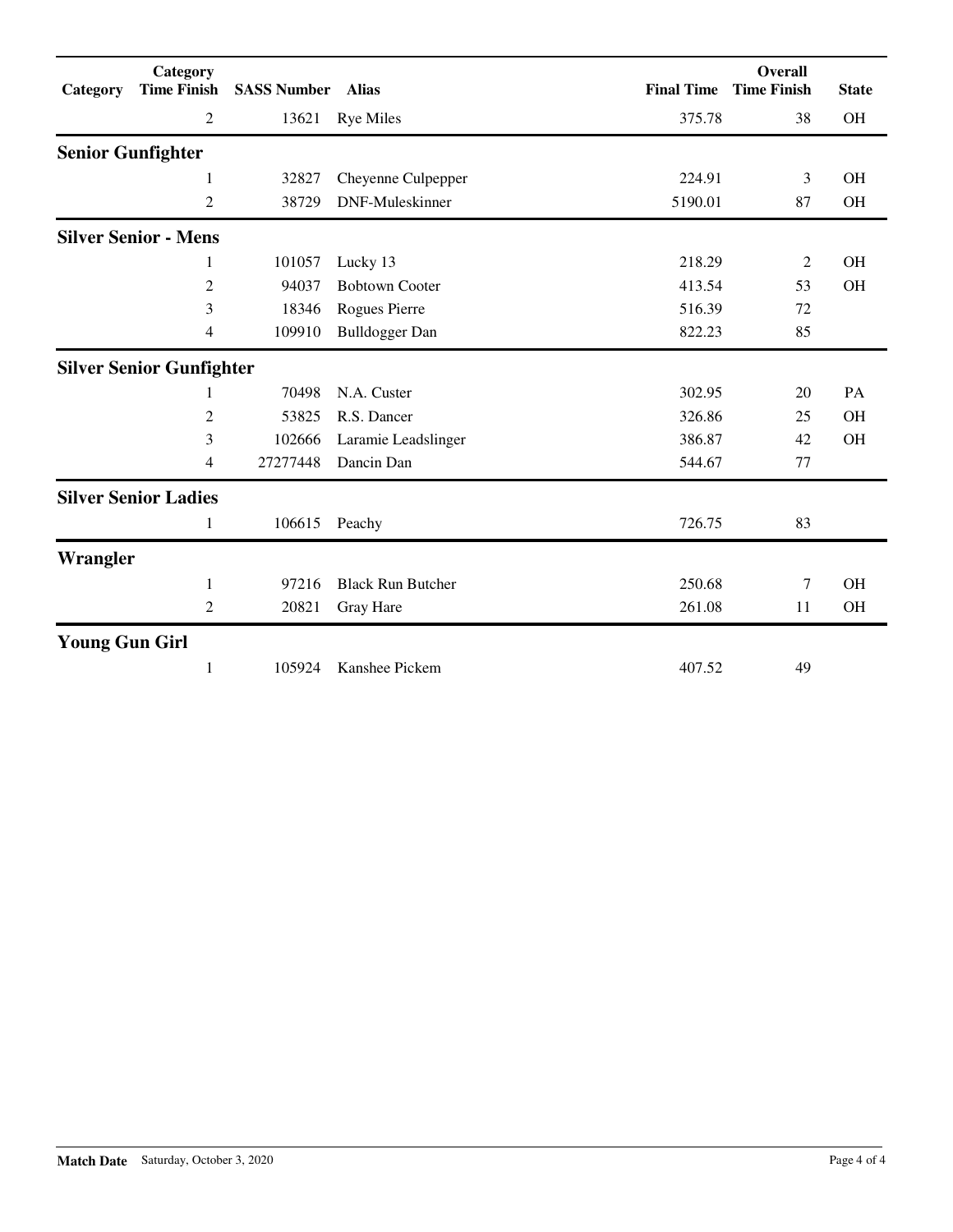| Category | Category Time Finish | SASS Number | Alias | Final Time | Overall Time Finish | State |
|---|---|---|---|---|---|---|
| | 2 | 13621 | Rye Miles | 375.78 | 38 | OH |
| **Senior Gunfighter** | | | | | | |
| | 1 | 32827 | Cheyenne Culpepper | 224.91 | 3 | OH |
| | 2 | 38729 | DNF-Muleskinner | 5190.01 | 87 | OH |
| **Silver Senior - Mens** | | | | | | |
| | 1 | 101057 | Lucky 13 | 218.29 | 2 | OH |
| | 2 | 94037 | Bobtown Cooter | 413.54 | 53 | OH |
| | 3 | 18346 | Rogues Pierre | 516.39 | 72 | |
| | 4 | 109910 | Bulldogger Dan | 822.23 | 85 | |
| **Silver Senior Gunfighter** | | | | | | |
| | 1 | 70498 | N.A. Custer | 302.95 | 20 | PA |
| | 2 | 53825 | R.S. Dancer | 326.86 | 25 | OH |
| | 3 | 102666 | Laramie Leadslinger | 386.87 | 42 | OH |
| | 4 | 27277448 | Dancin Dan | 544.67 | 77 | |
| **Silver Senior Ladies** | | | | | | |
| | 1 | 106615 | Peachy | 726.75 | 83 | |
| **Wrangler** | | | | | | |
| | 1 | 97216 | Black Run Butcher | 250.68 | 7 | OH |
| | 2 | 20821 | Gray Hare | 261.08 | 11 | OH |
| **Young Gun Girl** | | | | | | |
| | 1 | 105924 | Kanshee Pickem | 407.52 | 49 | |

**Match Date** Saturday, October 3, 2020